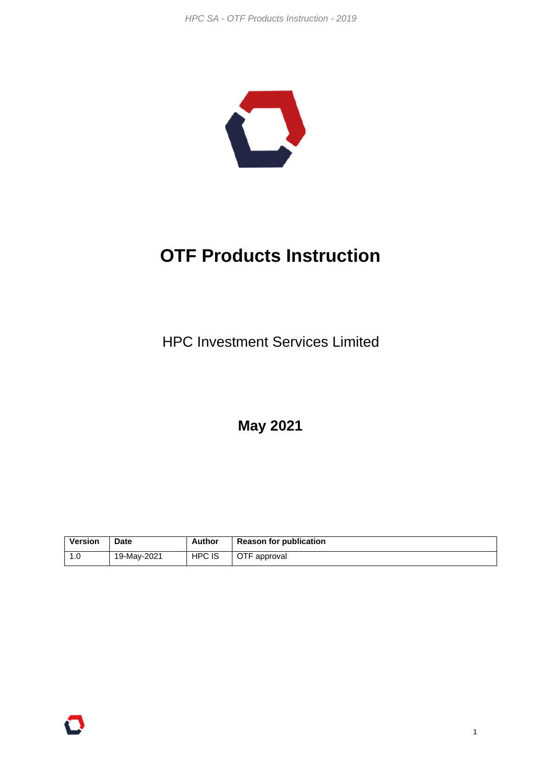# OTF Products Instruction

HPC Investment Services Limited

**May 2021**

| Version | Date | Author | Reason for publication |
| --- | --- | --- | --- |
| 1.0 | 19-May-2021 | HPC IS | OTF approval |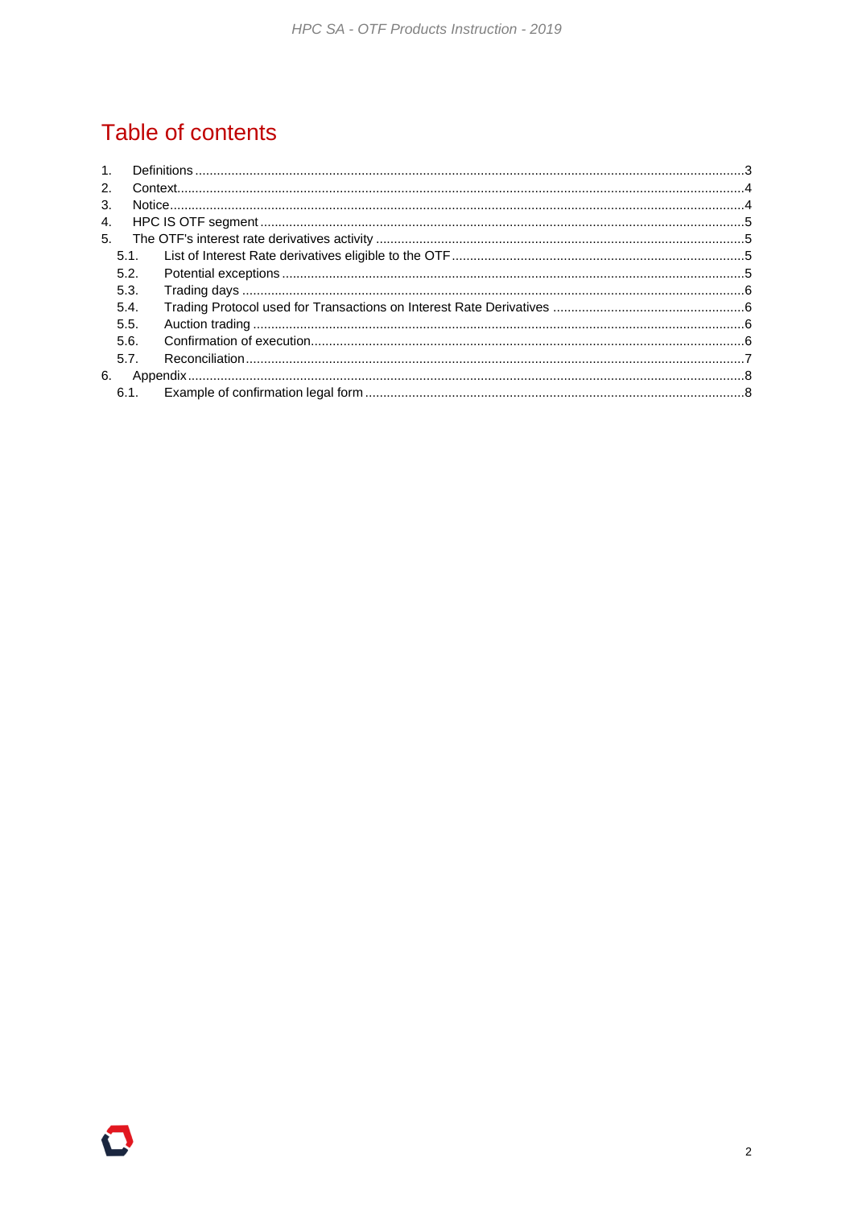# Table of contents

1. Definitions ..... 3
2. Context ..... 4
3. Notice ..... 4
4. HPC IS OTF segment ..... 5
5. The OTF's interest rate derivatives activity ..... 5
   - 5.1. List of Interest Rate derivatives eligible to the OTF ..... 5
   - 5.2. Potential exceptions ..... 5
   - 5.3. Trading days ..... 6
   - 5.4. Trading Protocol used for Transactions on Interest Rate Derivatives ..... 6
   - 5.5. Auction trading ..... 6
   - 5.6. Confirmation of execution ..... 6
   - 5.7. Reconciliation ..... 7
6. Appendix ..... 8
   - 6.1. Example of confirmation legal form ..... 8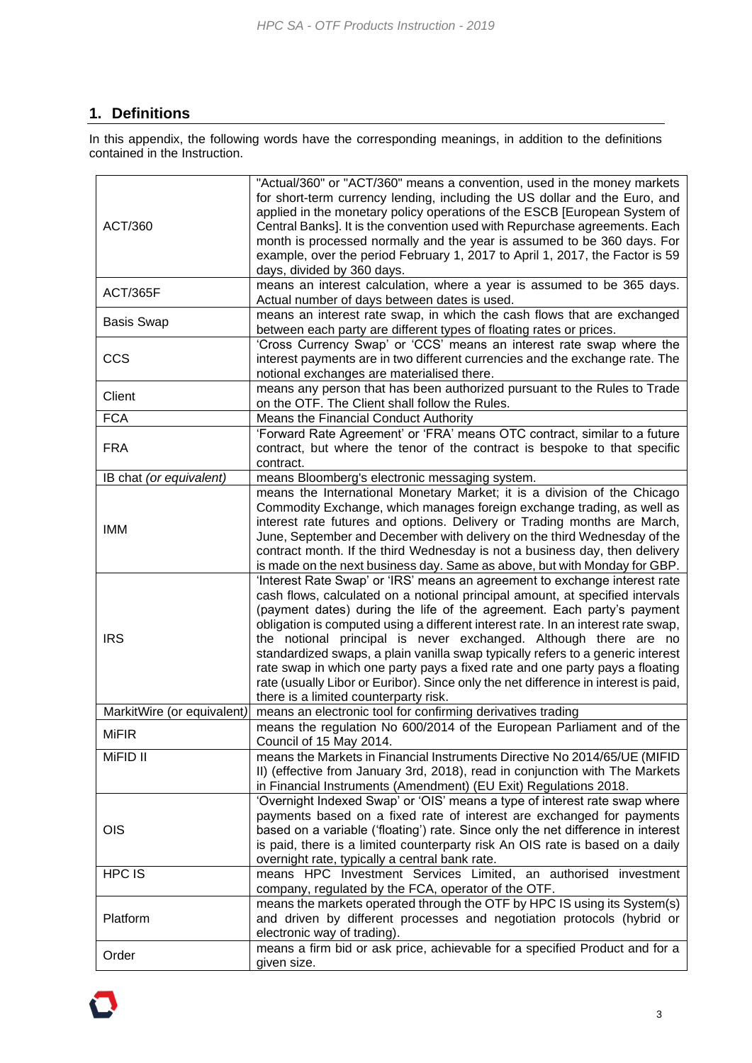## 1. Definitions

In this appendix, the following words have the corresponding meanings, in addition to the definitions contained in the Instruction.

| | |
|---|---|
| ACT/360 | "Actual/360" or "ACT/360" means a convention, used in the money markets for short-term currency lending, including the US dollar and the Euro, and applied in the monetary policy operations of the ESCB [European System of Central Banks]. It is the convention used with Repurchase agreements. Each month is processed normally and the year is assumed to be 360 days. For example, over the period February 1, 2017 to April 1, 2017, the Factor is 59 days, divided by 360 days. |
| ACT/365F | means an interest calculation, where a year is assumed to be 365 days. Actual number of days between dates is used. |
| Basis Swap | means an interest rate swap, in which the cash flows that are exchanged between each party are different types of floating rates or prices. |
| CCS | 'Cross Currency Swap' or 'CCS' means an interest rate swap where the interest payments are in two different currencies and the exchange rate. The notional exchanges are materialised there. |
| Client | means any person that has been authorized pursuant to the Rules to Trade on the OTF. The Client shall follow the Rules. |
| FCA | Means the Financial Conduct Authority |
| FRA | 'Forward Rate Agreement' or 'FRA' means OTC contract, similar to a future contract, but where the tenor of the contract is bespoke to that specific contract. |
| IB chat *(or equivalent)* | means Bloomberg's electronic messaging system. |
| IMM | means the International Monetary Market; it is a division of the Chicago Commodity Exchange, which manages foreign exchange trading, as well as interest rate futures and options. Delivery or Trading months are March, June, September and December with delivery on the third Wednesday of the contract month. If the third Wednesday is not a business day, then delivery is made on the next business day. Same as above, but with Monday for GBP. |
| IRS | 'Interest Rate Swap' or 'IRS' means an agreement to exchange interest rate cash flows, calculated on a notional principal amount, at specified intervals (payment dates) during the life of the agreement. Each party's payment obligation is computed using a different interest rate. In an interest rate swap, the notional principal is never exchanged. Although there are no standardized swaps, a plain vanilla swap typically refers to a generic interest rate swap in which one party pays a fixed rate and one party pays a floating rate (usually Libor or Euribor). Since only the net difference in interest is paid, there is a limited counterparty risk. |
| MarkitWire (or equivalent) | means an electronic tool for confirming derivatives trading |
| MiFIR | means the regulation No 600/2014 of the European Parliament and of the Council of 15 May 2014. |
| MiFID II | means the Markets in Financial Instruments Directive No 2014/65/UE (MIFID II) (effective from January 3rd, 2018), read in conjunction with The Markets in Financial Instruments (Amendment) (EU Exit) Regulations 2018. |
| OIS | 'Overnight Indexed Swap' or 'OIS' means a type of interest rate swap where payments based on a fixed rate of interest are exchanged for payments based on a variable ('floating') rate. Since only the net difference in interest is paid, there is a limited counterparty risk An OIS rate is based on a daily overnight rate, typically a central bank rate. |
| HPC IS | means HPC Investment Services Limited, an authorised investment company, regulated by the FCA, operator of the OTF. |
| Platform | means the markets operated through the OTF by HPC IS using its System(s) and driven by different processes and negotiation protocols (hybrid or electronic way of trading). |
| Order | means a firm bid or ask price, achievable for a specified Product and for a given size. |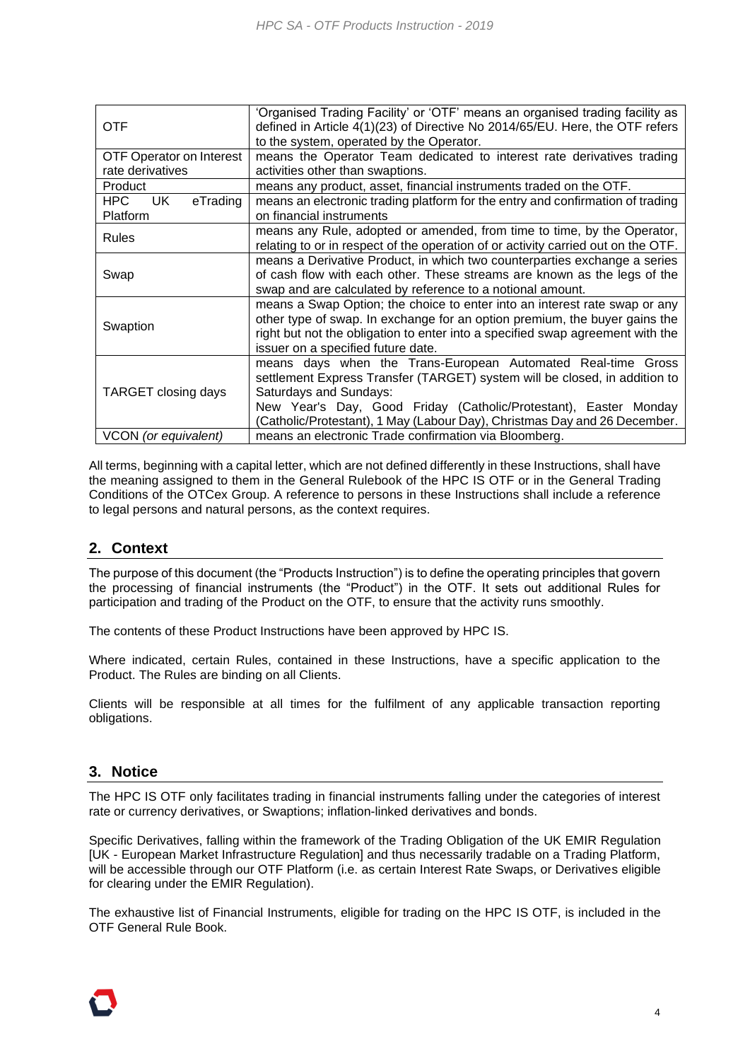| | |
|---|---|
| OTF | 'Organised Trading Facility' or 'OTF' means an organised trading facility as defined in Article 4(1)(23) of Directive No 2014/65/EU. Here, the OTF refers to the system, operated by the Operator. |
| OTF Operator on Interest rate derivatives | means the Operator Team dedicated to interest rate derivatives trading activities other than swaptions. |
| Product | means any product, asset, financial instruments traded on the OTF. |
| HPC UK eTrading Platform | means an electronic trading platform for the entry and confirmation of trading on financial instruments |
| Rules | means any Rule, adopted or amended, from time to time, by the Operator, relating to or in respect of the operation of or activity carried out on the OTF. |
| Swap | means a Derivative Product, in which two counterparties exchange a series of cash flow with each other. These streams are known as the legs of the swap and are calculated by reference to a notional amount. |
| Swaption | means a Swap Option; the choice to enter into an interest rate swap or any other type of swap. In exchange for an option premium, the buyer gains the right but not the obligation to enter into a specified swap agreement with the issuer on a specified future date. |
| TARGET closing days | means days when the Trans-European Automated Real-time Gross settlement Express Transfer (TARGET) system will be closed, in addition to Saturdays and Sundays:<br>New Year's Day, Good Friday (Catholic/Protestant), Easter Monday (Catholic/Protestant), 1 May (Labour Day), Christmas Day and 26 December. |
| VCON *(or equivalent)* | means an electronic Trade confirmation via Bloomberg. |

All terms, beginning with a capital letter, which are not defined differently in these Instructions, shall have the meaning assigned to them in the General Rulebook of the HPC IS OTF or in the General Trading Conditions of the OTCex Group. A reference to persons in these Instructions shall include a reference to legal persons and natural persons, as the context requires.

## 2. Context

The purpose of this document (the "Products Instruction") is to define the operating principles that govern the processing of financial instruments (the "Product") in the OTF. It sets out additional Rules for participation and trading of the Product on the OTF, to ensure that the activity runs smoothly.

The contents of these Product Instructions have been approved by HPC IS.

Where indicated, certain Rules, contained in these Instructions, have a specific application to the Product. The Rules are binding on all Clients.

Clients will be responsible at all times for the fulfilment of any applicable transaction reporting obligations.

## 3. Notice

The HPC IS OTF only facilitates trading in financial instruments falling under the categories of interest rate or currency derivatives, or Swaptions; inflation-linked derivatives and bonds.

Specific Derivatives, falling within the framework of the Trading Obligation of the UK EMIR Regulation [UK - European Market Infrastructure Regulation] and thus necessarily tradable on a Trading Platform, will be accessible through our OTF Platform (i.e. as certain Interest Rate Swaps, or Derivatives eligible for clearing under the EMIR Regulation).

The exhaustive list of Financial Instruments, eligible for trading on the HPC IS OTF, is included in the OTF General Rule Book.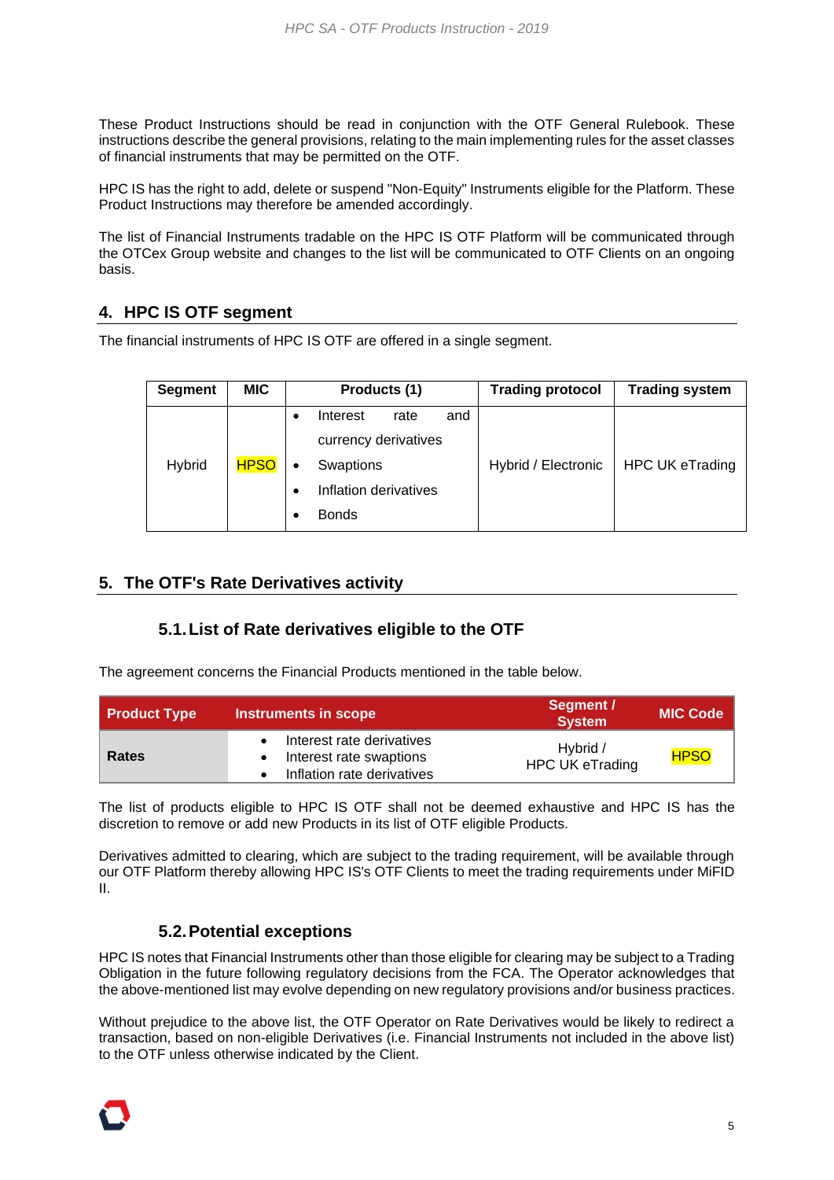These Product Instructions should be read in conjunction with the OTF General Rulebook. These instructions describe the general provisions, relating to the main implementing rules for the asset classes of financial instruments that may be permitted on the OTF.

HPC IS has the right to add, delete or suspend "Non-Equity" Instruments eligible for the Platform. These Product Instructions may therefore be amended accordingly.

The list of Financial Instruments tradable on the HPC IS OTF Platform will be communicated through the OTCex Group website and changes to the list will be communicated to OTF Clients on an ongoing basis.

## 4. HPC IS OTF segment

The financial instruments of HPC IS OTF are offered in a single segment.

| Segment | MIC | Products (1) | Trading protocol | Trading system |
|---|---|---|---|---|
| Hybrid | HPSO | • Interest rate and currency derivatives<br>• Swaptions<br>• Inflation derivatives<br>• Bonds | Hybrid / Electronic | HPC UK eTrading |

## 5. The OTF's Rate Derivatives activity

### 5.1. List of Rate derivatives eligible to the OTF

The agreement concerns the Financial Products mentioned in the table below.

| Product Type | Instruments in scope | Segment / System | MIC Code |
|---|---|---|---|
| Rates | • Interest rate derivatives<br>• Interest rate swaptions<br>• Inflation rate derivatives | Hybrid / HPC UK eTrading | HPSO |

The list of products eligible to HPC IS OTF shall not be deemed exhaustive and HPC IS has the discretion to remove or add new Products in its list of OTF eligible Products.

Derivatives admitted to clearing, which are subject to the trading requirement, will be available through our OTF Platform thereby allowing HPC IS's OTF Clients to meet the trading requirements under MiFID II.

### 5.2. Potential exceptions

HPC IS notes that Financial Instruments other than those eligible for clearing may be subject to a Trading Obligation in the future following regulatory decisions from the FCA. The Operator acknowledges that the above-mentioned list may evolve depending on new regulatory provisions and/or business practices.

Without prejudice to the above list, the OTF Operator on Rate Derivatives would be likely to redirect a transaction, based on non-eligible Derivatives (i.e. Financial Instruments not included in the above list) to the OTF unless otherwise indicated by the Client.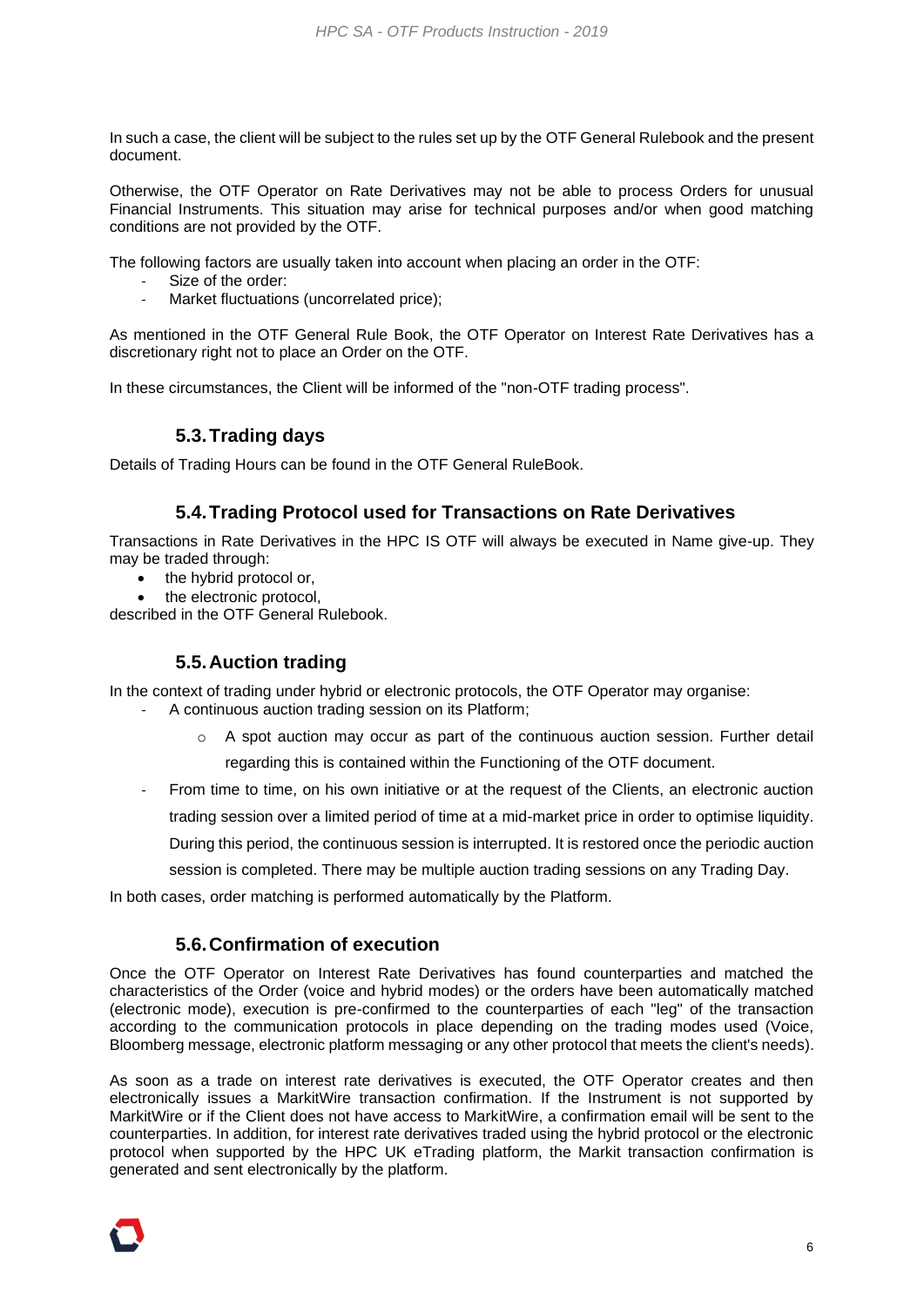In such a case, the client will be subject to the rules set up by the OTF General Rulebook and the present document.

Otherwise, the OTF Operator on Rate Derivatives may not be able to process Orders for unusual Financial Instruments. This situation may arise for technical purposes and/or when good matching conditions are not provided by the OTF.

The following factors are usually taken into account when placing an order in the OTF:

- Size of the order:
- Market fluctuations (uncorrelated price);

As mentioned in the OTF General Rule Book, the OTF Operator on Interest Rate Derivatives has a discretionary right not to place an Order on the OTF.

In these circumstances, the Client will be informed of the "non-OTF trading process".

### 5.3. Trading days

Details of Trading Hours can be found in the OTF General RuleBook.

### 5.4. Trading Protocol used for Transactions on Rate Derivatives

Transactions in Rate Derivatives in the HPC IS OTF will always be executed in Name give-up. They may be traded through:

- the hybrid protocol or,
- the electronic protocol,

described in the OTF General Rulebook.

### 5.5. Auction trading

In the context of trading under hybrid or electronic protocols, the OTF Operator may organise:

- A continuous auction trading session on its Platform;
    - A spot auction may occur as part of the continuous auction session. Further detail regarding this is contained within the Functioning of the OTF document.
- From time to time, on his own initiative or at the request of the Clients, an electronic auction trading session over a limited period of time at a mid-market price in order to optimise liquidity. During this period, the continuous session is interrupted. It is restored once the periodic auction session is completed. There may be multiple auction trading sessions on any Trading Day.

In both cases, order matching is performed automatically by the Platform.

### 5.6. Confirmation of execution

Once the OTF Operator on Interest Rate Derivatives has found counterparties and matched the characteristics of the Order (voice and hybrid modes) or the orders have been automatically matched (electronic mode), execution is pre-confirmed to the counterparties of each "leg" of the transaction according to the communication protocols in place depending on the trading modes used (Voice, Bloomberg message, electronic platform messaging or any other protocol that meets the client's needs).

As soon as a trade on interest rate derivatives is executed, the OTF Operator creates and then electronically issues a MarkitWire transaction confirmation. If the Instrument is not supported by MarkitWire or if the Client does not have access to MarkitWire, a confirmation email will be sent to the counterparties. In addition, for interest rate derivatives traded using the hybrid protocol or the electronic protocol when supported by the HPC UK eTrading platform, the Markit transaction confirmation is generated and sent electronically by the platform.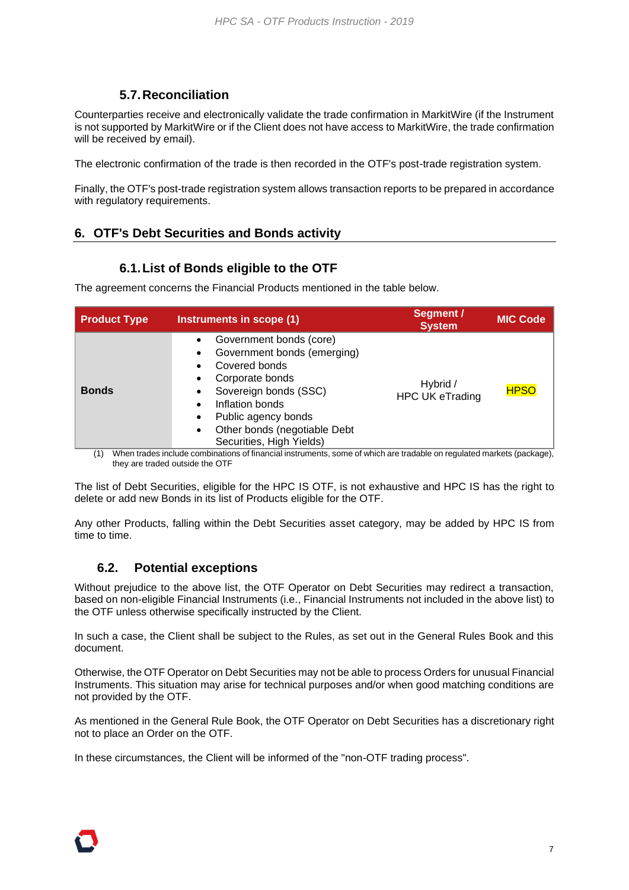### 5.7. Reconciliation

Counterparties receive and electronically validate the trade confirmation in MarkitWire (if the Instrument is not supported by MarkitWire or if the Client does not have access to MarkitWire, the trade confirmation will be received by email).

The electronic confirmation of the trade is then recorded in the OTF's post-trade registration system.

Finally, the OTF's post-trade registration system allows transaction reports to be prepared in accordance with regulatory requirements.

## 6. OTF's Debt Securities and Bonds activity

### 6.1. List of Bonds eligible to the OTF

The agreement concerns the Financial Products mentioned in the table below.

| Product Type | Instruments in scope (1) | Segment / System | MIC Code |
|---|---|---|---|
| **Bonds** | • Government bonds (core)<br>• Government bonds (emerging)<br>• Covered bonds<br>• Corporate bonds<br>• Sovereign bonds (SSC)<br>• Inflation bonds<br>• Public agency bonds<br>• Other bonds (negotiable Debt Securities, High Yields) | Hybrid / HPC UK eTrading | HPSO |

(1) When trades include combinations of financial instruments, some of which are tradable on regulated markets (package), they are traded outside the OTF

The list of Debt Securities, eligible for the HPC IS OTF, is not exhaustive and HPC IS has the right to delete or add new Bonds in its list of Products eligible for the OTF.

Any other Products, falling within the Debt Securities asset category, may be added by HPC IS from time to time.

### 6.2. Potential exceptions

Without prejudice to the above list, the OTF Operator on Debt Securities may redirect a transaction, based on non-eligible Financial Instruments (i.e., Financial Instruments not included in the above list) to the OTF unless otherwise specifically instructed by the Client.

In such a case, the Client shall be subject to the Rules, as set out in the General Rules Book and this document.

Otherwise, the OTF Operator on Debt Securities may not be able to process Orders for unusual Financial Instruments. This situation may arise for technical purposes and/or when good matching conditions are not provided by the OTF.

As mentioned in the General Rule Book, the OTF Operator on Debt Securities has a discretionary right not to place an Order on the OTF.

In these circumstances, the Client will be informed of the "non-OTF trading process".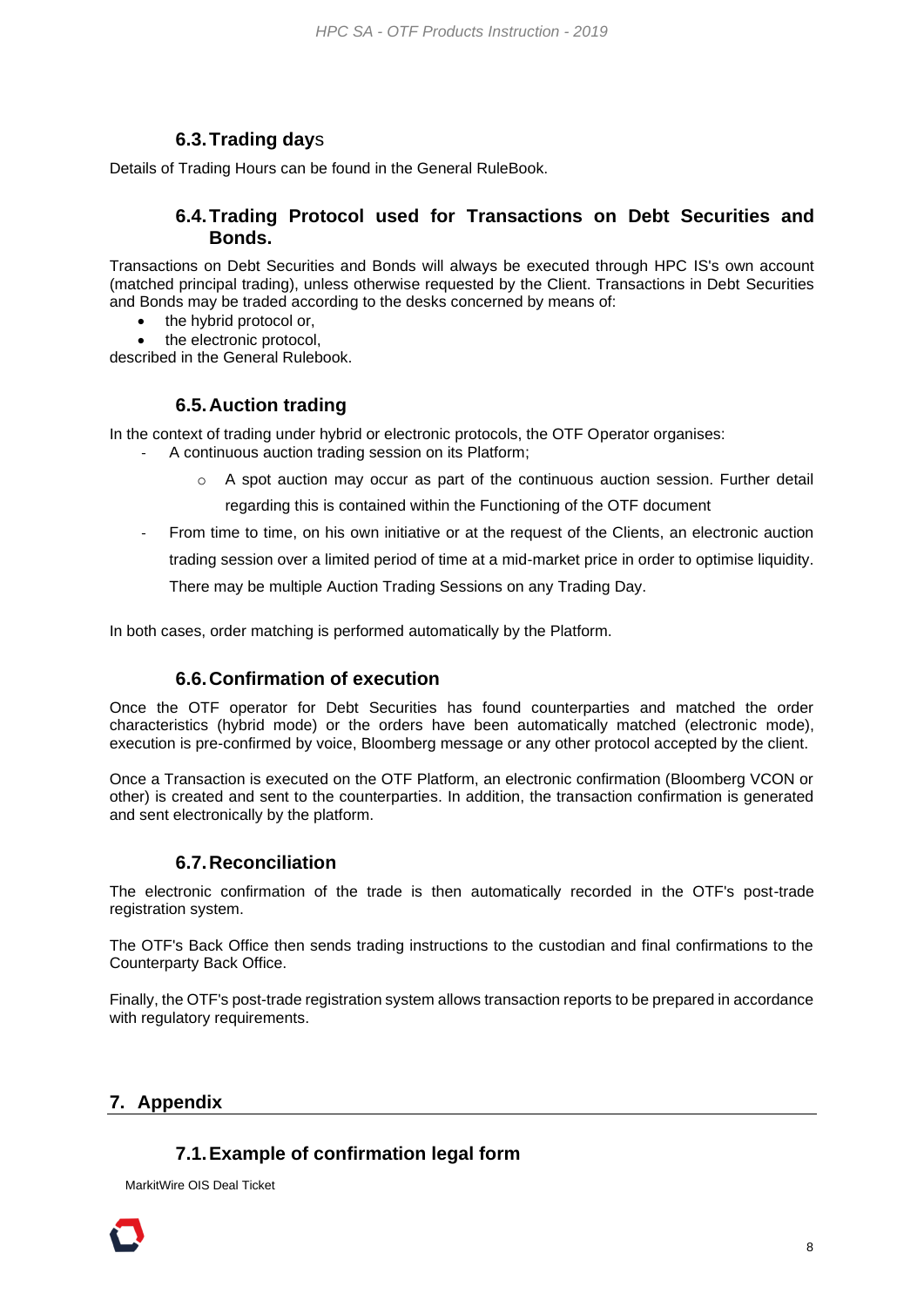### 6.3. Trading days

Details of Trading Hours can be found in the General RuleBook.

### 6.4. Trading Protocol used for Transactions on Debt Securities and Bonds.

Transactions on Debt Securities and Bonds will always be executed through HPC IS's own account (matched principal trading), unless otherwise requested by the Client. Transactions in Debt Securities and Bonds may be traded according to the desks concerned by means of:

- the hybrid protocol or,
- the electronic protocol,

described in the General Rulebook.

### 6.5. Auction trading

In the context of trading under hybrid or electronic protocols, the OTF Operator organises:

- A continuous auction trading session on its Platform;
  - A spot auction may occur as part of the continuous auction session. Further detail regarding this is contained within the Functioning of the OTF document
- From time to time, on his own initiative or at the request of the Clients, an electronic auction trading session over a limited period of time at a mid-market price in order to optimise liquidity. There may be multiple Auction Trading Sessions on any Trading Day.

In both cases, order matching is performed automatically by the Platform.

### 6.6. Confirmation of execution

Once the OTF operator for Debt Securities has found counterparties and matched the order characteristics (hybrid mode) or the orders have been automatically matched (electronic mode), execution is pre-confirmed by voice, Bloomberg message or any other protocol accepted by the client.

Once a Transaction is executed on the OTF Platform, an electronic confirmation (Bloomberg VCON or other) is created and sent to the counterparties. In addition, the transaction confirmation is generated and sent electronically by the platform.

### 6.7. Reconciliation

The electronic confirmation of the trade is then automatically recorded in the OTF's post-trade registration system.

The OTF's Back Office then sends trading instructions to the custodian and final confirmations to the Counterparty Back Office.

Finally, the OTF's post-trade registration system allows transaction reports to be prepared in accordance with regulatory requirements.

## 7. Appendix

### 7.1. Example of confirmation legal form

MarkitWire OIS Deal Ticket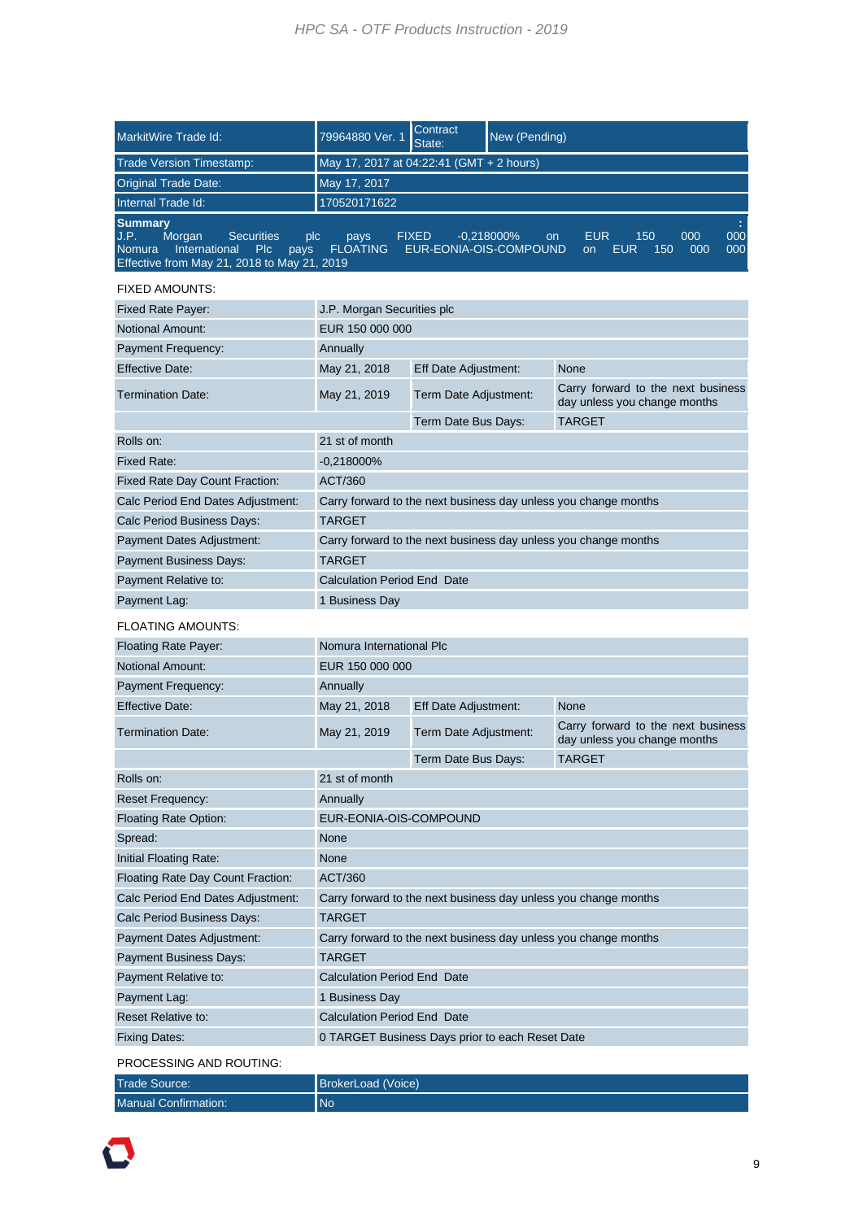| MarkitWire Trade Id: | 79964880 Ver. 1 | Contract State: | New (Pending) |
|---|---|---|---|
| Trade Version Timestamp: | May 17, 2017 at 04:22:41 (GMT + 2 hours) | | |
| Original Trade Date: | May 17, 2017 | | |
| Internal Trade Id: | 170520171622 | | |

**Summary** :
J.P. Morgan Securities plc pays FIXED -0,218000% on EUR 150 000 000
Nomura International Plc pays FLOATING EUR-EONIA-OIS-COMPOUND on EUR 150 000 000
Effective from May 21, 2018 to May 21, 2019

FIXED AMOUNTS:

| | | | |
|---|---|---|---|
| Fixed Rate Payer: | J.P. Morgan Securities plc | | |
| Notional Amount: | EUR 150 000 000 | | |
| Payment Frequency: | Annually | | |
| Effective Date: | May 21, 2018 | Eff Date Adjustment: | None |
| Termination Date: | May 21, 2019 | Term Date Adjustment: | Carry forward to the next business day unless you change months |
| | | Term Date Bus Days: | TARGET |
| Rolls on: | 21 st of month | | |
| Fixed Rate: | -0,218000% | | |
| Fixed Rate Day Count Fraction: | ACT/360 | | |
| Calc Period End Dates Adjustment: | Carry forward to the next business day unless you change months | | |
| Calc Period Business Days: | TARGET | | |
| Payment Dates Adjustment: | Carry forward to the next business day unless you change months | | |
| Payment Business Days: | TARGET | | |
| Payment Relative to: | Calculation Period End Date | | |
| Payment Lag: | 1 Business Day | | |

FLOATING AMOUNTS:

| | | | |
|---|---|---|---|
| Floating Rate Payer: | Nomura International Plc | | |
| Notional Amount: | EUR 150 000 000 | | |
| Payment Frequency: | Annually | | |
| Effective Date: | May 21, 2018 | Eff Date Adjustment: | None |
| Termination Date: | May 21, 2019 | Term Date Adjustment: | Carry forward to the next business day unless you change months |
| | | Term Date Bus Days: | TARGET |
| Rolls on: | 21 st of month | | |
| Reset Frequency: | Annually | | |
| Floating Rate Option: | EUR-EONIA-OIS-COMPOUND | | |
| Spread: | None | | |
| Initial Floating Rate: | None | | |
| Floating Rate Day Count Fraction: | ACT/360 | | |
| Calc Period End Dates Adjustment: | Carry forward to the next business day unless you change months | | |
| Calc Period Business Days: | TARGET | | |
| Payment Dates Adjustment: | Carry forward to the next business day unless you change months | | |
| Payment Business Days: | TARGET | | |
| Payment Relative to: | Calculation Period End Date | | |
| Payment Lag: | 1 Business Day | | |
| Reset Relative to: | Calculation Period End Date | | |
| Fixing Dates: | 0 TARGET Business Days prior to each Reset Date | | |

PROCESSING AND ROUTING:

| | |
|---|---|
| Trade Source: | BrokerLoad (Voice) |
| Manual Confirmation: | No |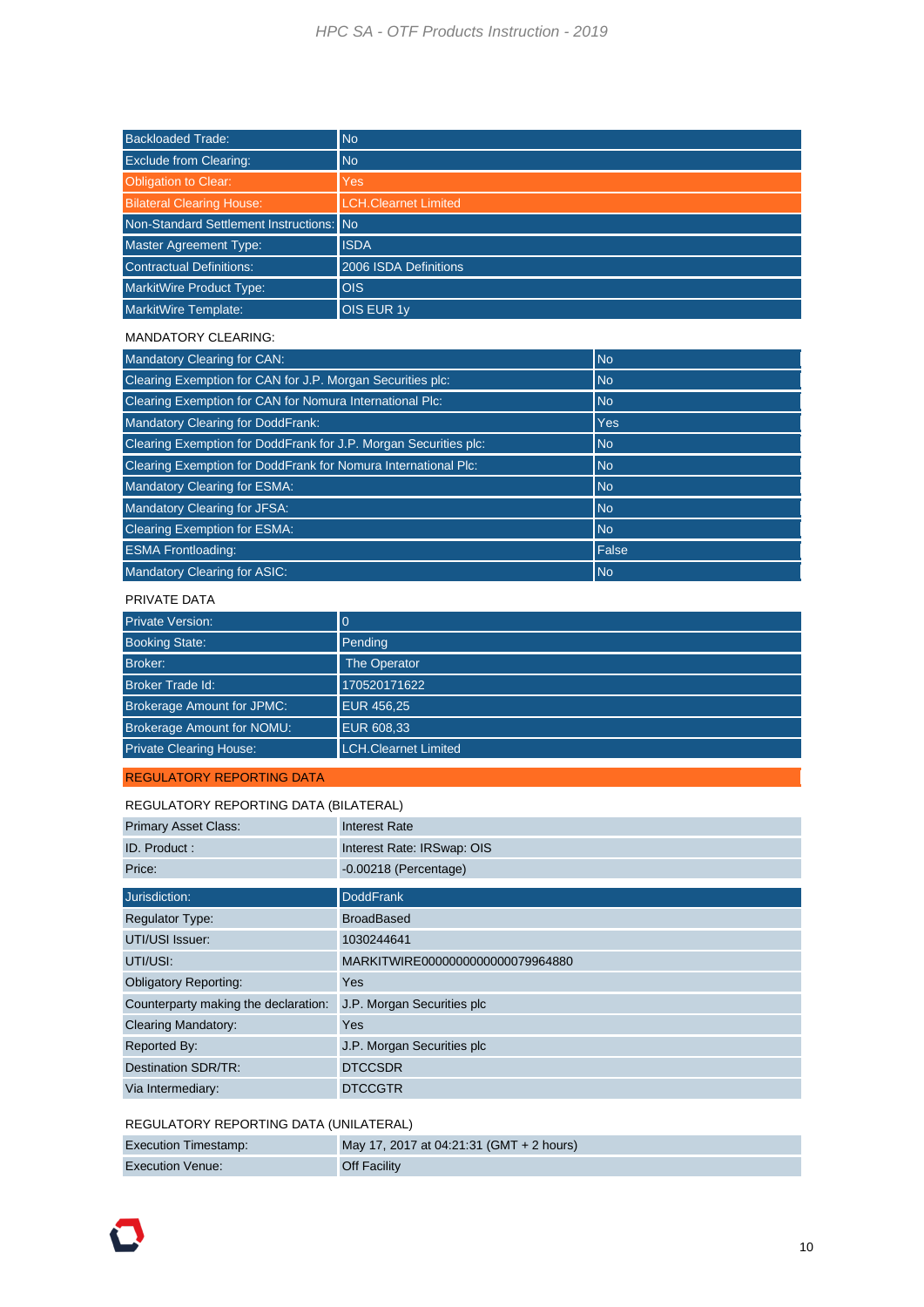| | |
|---|---|
| Backloaded Trade: | No |
| Exclude from Clearing: | No |
| Obligation to Clear: | Yes |
| Bilateral Clearing House: | LCH.Clearnet Limited |
| Non-Standard Settlement Instructions: | No |
| Master Agreement Type: | ISDA |
| Contractual Definitions: | 2006 ISDA Definitions |
| MarkitWire Product Type: | OIS |
| MarkitWire Template: | OIS EUR 1y |

MANDATORY CLEARING:

| | |
|---|---|
| Mandatory Clearing for CAN: | No |
| Clearing Exemption for CAN for J.P. Morgan Securities plc: | No |
| Clearing Exemption for CAN for Nomura International Plc: | No |
| Mandatory Clearing for DoddFrank: | Yes |
| Clearing Exemption for DoddFrank for J.P. Morgan Securities plc: | No |
| Clearing Exemption for DoddFrank for Nomura International Plc: | No |
| Mandatory Clearing for ESMA: | No |
| Mandatory Clearing for JFSA: | No |
| Clearing Exemption for ESMA: | No |
| ESMA Frontloading: | False |
| Mandatory Clearing for ASIC: | No |

PRIVATE DATA

| | |
|---|---|
| Private Version: | 0 |
| Booking State: | Pending |
| Broker: | The Operator |
| Broker Trade Id: | 170520171622 |
| Brokerage Amount for JPMC: | EUR 456,25 |
| Brokerage Amount for NOMU: | EUR 608,33 |
| Private Clearing House: | LCH.Clearnet Limited |

REGULATORY REPORTING DATA

REGULATORY REPORTING DATA (BILATERAL)

| | |
|---|---|
| Primary Asset Class: | Interest Rate |
| ID. Product : | Interest Rate: IRSwap: OIS |
| Price: | -0.00218 (Percentage) |

| | |
|---|---|
| Jurisdiction: | DoddFrank |
| Regulator Type: | BroadBased |
| UTI/USI Issuer: | 1030244641 |
| UTI/USI: | MARKITWIRE0000000000000079964880 |
| Obligatory Reporting: | Yes |
| Counterparty making the declaration: | J.P. Morgan Securities plc |
| Clearing Mandatory: | Yes |
| Reported By: | J.P. Morgan Securities plc |
| Destination SDR/TR: | DTCCSDR |
| Via Intermediary: | DTCCGTR |

REGULATORY REPORTING DATA (UNILATERAL)

| | |
|---|---|
| Execution Timestamp: | May 17, 2017 at 04:21:31 (GMT + 2 hours) |
| Execution Venue: | Off Facility |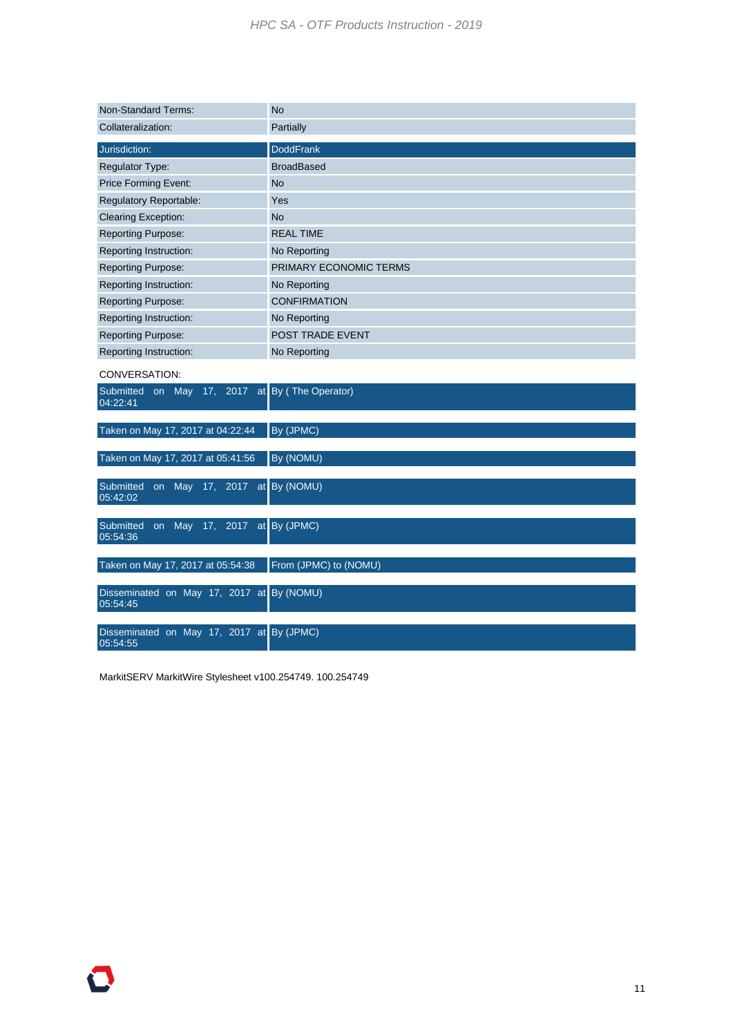| | |
|---|---|
| Non-Standard Terms: | No |
| Collateralization: | Partially |

| | |
|---|---|
| Jurisdiction: | DoddFrank |
| Regulator Type: | BroadBased |
| Price Forming Event: | No |
| Regulatory Reportable: | Yes |
| Clearing Exception: | No |
| Reporting Purpose: | REAL TIME |
| Reporting Instruction: | No Reporting |
| Reporting Purpose: | PRIMARY ECONOMIC TERMS |
| Reporting Instruction: | No Reporting |
| Reporting Purpose: | CONFIRMATION |
| Reporting Instruction: | No Reporting |
| Reporting Purpose: | POST TRADE EVENT |
| Reporting Instruction: | No Reporting |

CONVERSATION:

| | |
|---|---|
| Submitted on May 17, 2017 at 04:22:41 | By ( The Operator) |
| Taken on May 17, 2017 at 04:22:44 | By (JPMC) |
| Taken on May 17, 2017 at 05:41:56 | By (NOMU) |
| Submitted on May 17, 2017 at 05:42:02 | By (NOMU) |
| Submitted on May 17, 2017 at 05:54:36 | By (JPMC) |
| Taken on May 17, 2017 at 05:54:38 | From (JPMC) to (NOMU) |
| Disseminated on May 17, 2017 at 05:54:45 | By (NOMU) |
| Disseminated on May 17, 2017 at 05:54:55 | By (JPMC) |

MarkitSERV MarkitWire Stylesheet v100.254749. 100.254749